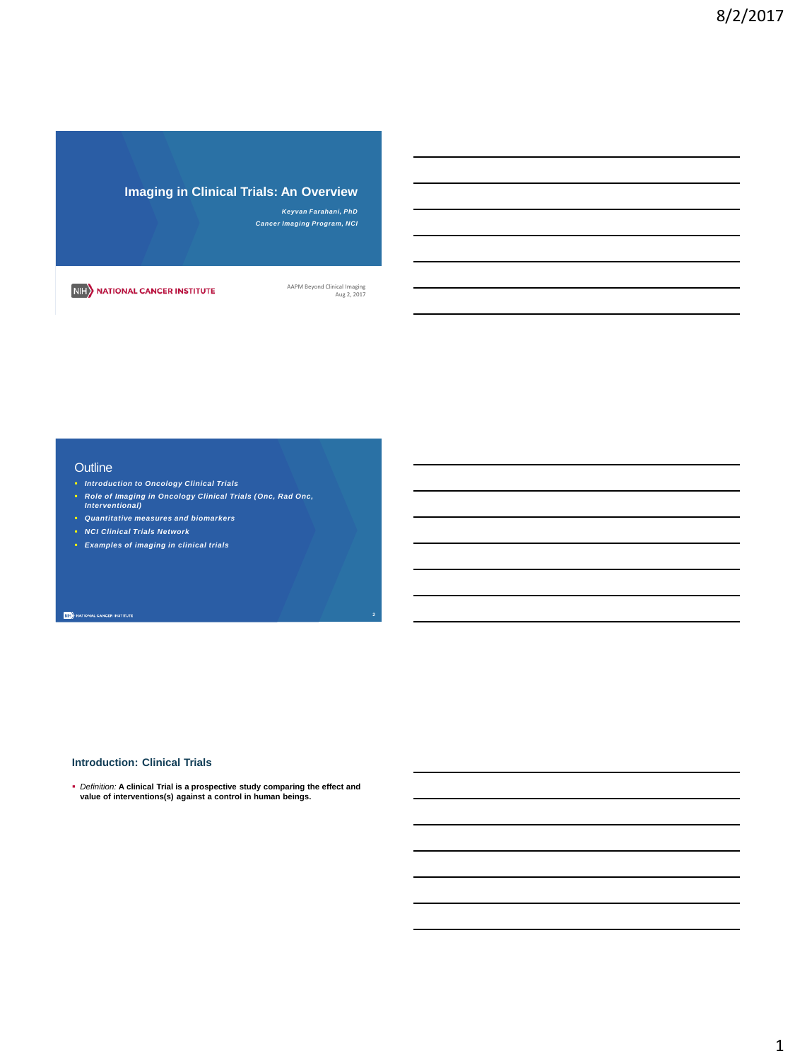# Imaging in Clinical Trials: An Overview

*Keyvan Farahani, PhD*

*Cancer Imaging Program, NCI*

NIH NATIONAL CANCER INSTITUTE

AAPM Beyond Clinical Imaging
Aug 2, 2017

## Outline

- *Introduction to Oncology Clinical Trials*
- *Role of Imaging in Oncology Clinical Trials (Onc, Rad Onc, Interventional)*
- *Quantitative measures and biomarkers*
- *NCI Clinical Trials Network*
- *Examples of imaging in clinical trials*

## Introduction: Clinical Trials

- *Definition:* **A clinical Trial is a prospective study comparing the effect and value of interventions(s) against a control in human beings.**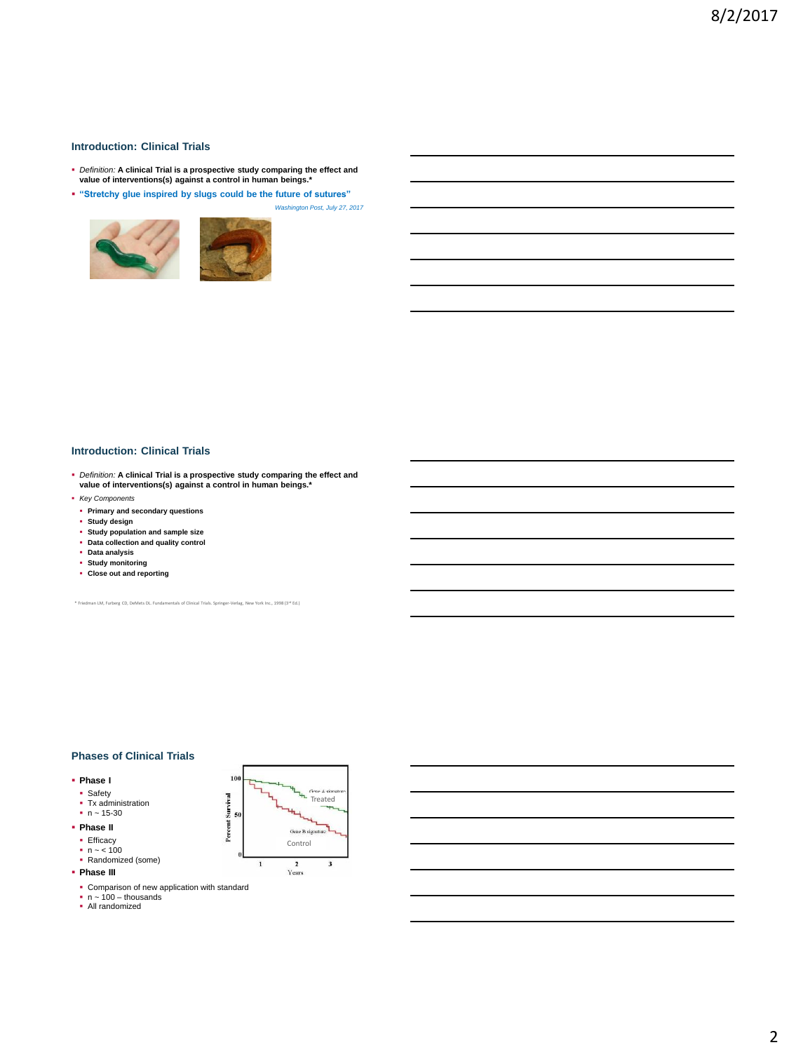### Introduction: Clinical Trials

- *Definition:* **A clinical Trial is a prospective study comparing the effect and value of interventions(s) against a control in human beings.***
- **"Stretchy glue inspired by slugs could be the future of sutures"**

*Washington Post, July 27, 2017*

### Introduction: Clinical Trials

- *Definition:* **A clinical Trial is a prospective study comparing the effect and value of interventions(s) against a control in human beings.***
- *Key Components*
  - **Primary and secondary questions**
  - **Study design**
  - **Study population and sample size**
  - **Data collection and quality control**
  - **Data analysis**
  - **Study monitoring**
  - **Close out and reporting**

* Friedman LM, Furberg CD, DeMets DL. Fundamentals of Clinical Trials. Springer-Verlag, New York Inc., 1998 (3rd Ed.)

### Phases of Clinical Trials

- **Phase I**
  - Safety
  - Tx administration
  - n ~ 15-30
- **Phase II**
  - Efficacy
  - n ~ < 100
  - Randomized (some)
- **Phase III**
  - Comparison of new application with standard
  - n ~ 100 – thousands
  - All randomized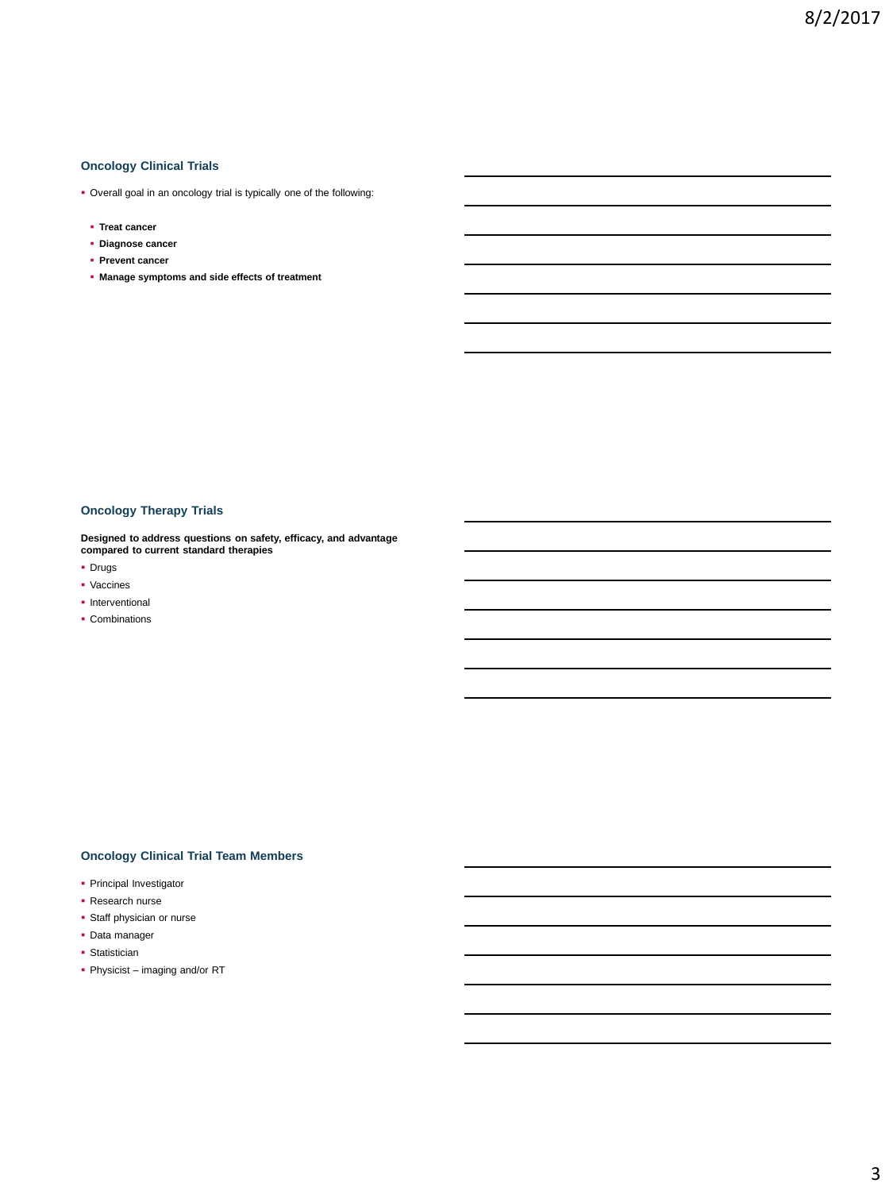## Oncology Clinical Trials

- Overall goal in an oncology trial is typically one of the following:
  - **Treat cancer**
  - **Diagnose cancer**
  - **Prevent cancer**
  - **Manage symptoms and side effects of treatment**

## Oncology Therapy Trials

**Designed to address questions on safety, efficacy, and advantage compared to current standard therapies**

- Drugs
- Vaccines
- Interventional
- Combinations

## Oncology Clinical Trial Team Members

- Principal Investigator
- Research nurse
- Staff physician or nurse
- Data manager
- Statistician
- Physicist – imaging and/or RT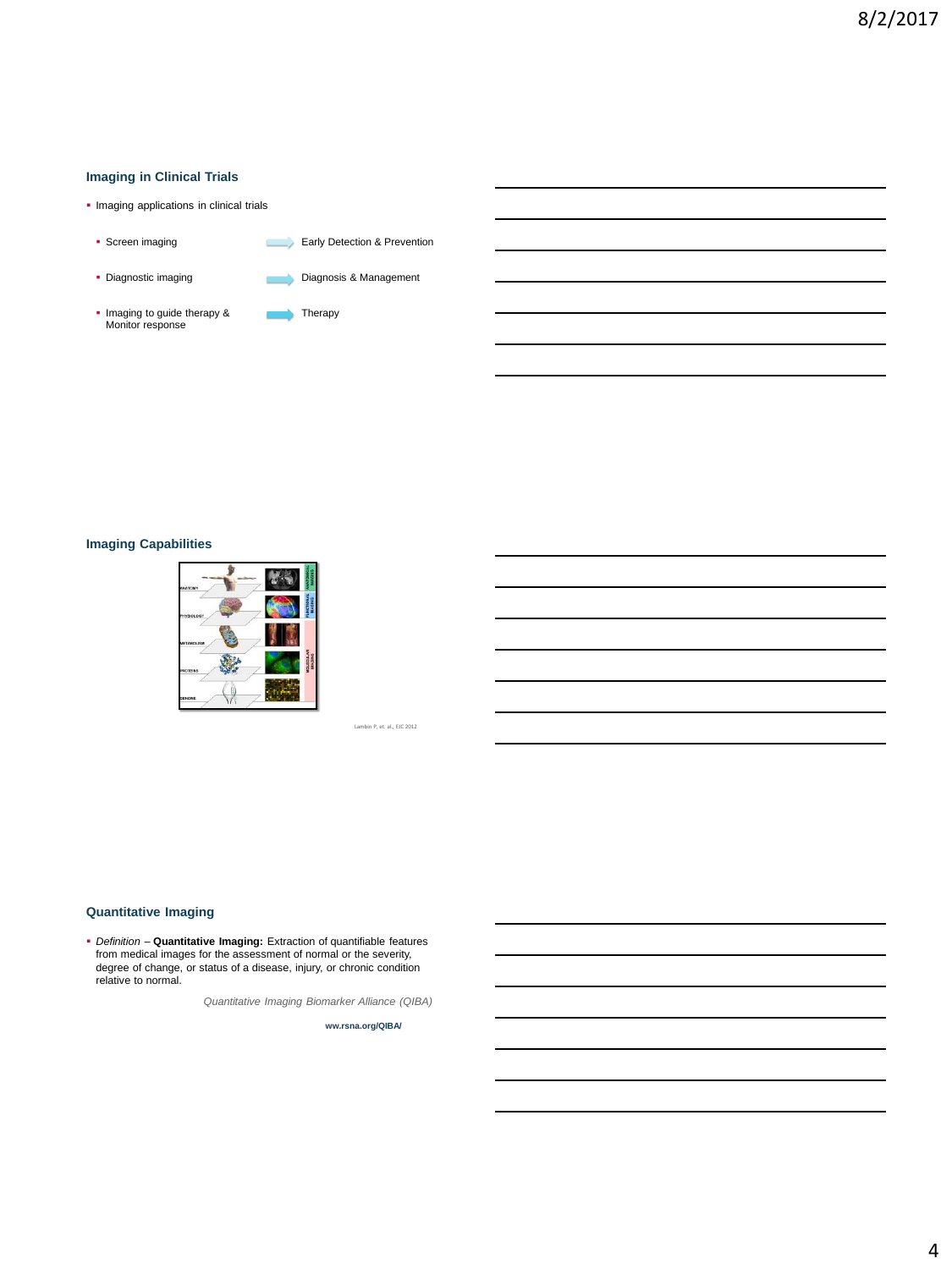## Imaging in Clinical Trials

- Imaging applications in clinical trials
  - Screen imaging → Early Detection & Prevention
  - Diagnostic imaging → Diagnosis & Management
  - Imaging to guide therapy & Monitor response → Therapy

## Imaging Capabilities

Lambin P, et. al., EJC 2012

## Quantitative Imaging

- *Definition* – **Quantitative Imaging:** Extraction of quantifiable features from medical images for the assessment of normal or the severity, degree of change, or status of a disease, injury, or chronic condition relative to normal.

*Quantitative Imaging Biomarker Alliance (QIBA)*

**ww.rsna.org/QIBA/**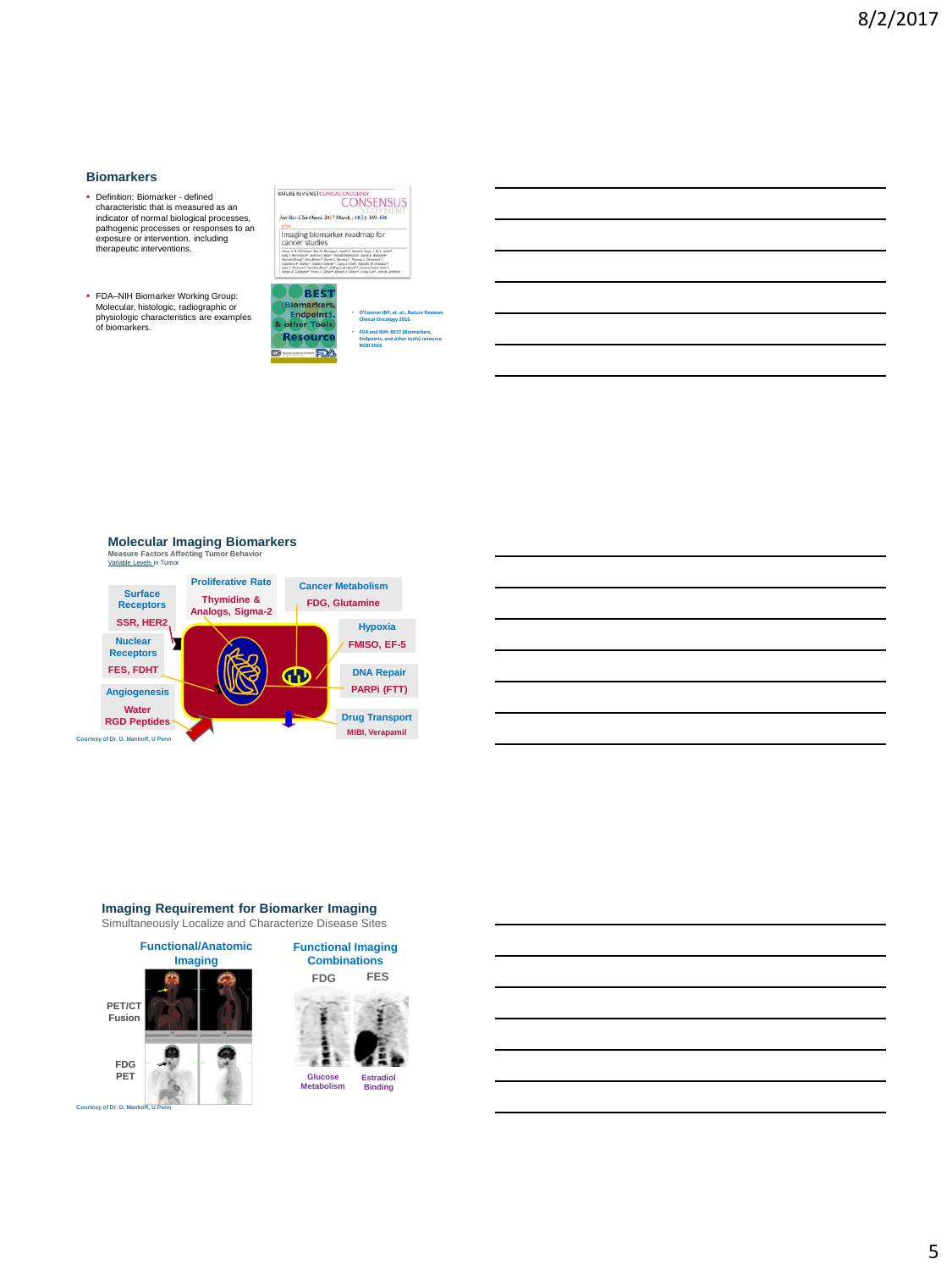## Biomarkers

- Definition: Biomarker - defined characteristic that is measured as an indicator of normal biological processes, pathogenic processes or responses to an exposure or intervention, including therapeutic interventions.
- FDA–NIH Biomarker Working Group: Molecular, histologic, radiographic or physiologic characteristics are examples of biomarkers.

NATURE REVIEWS | CLINICAL ONCOLOGY CONSENSUS STATEMENT

Nat Rev Clin Oncol. 2017 March ; 14(3): 169–186.

Imaging biomarker roadmap for cancer studies

BEST Biomarkers, EndpointS, & other Tools Resource

- O'Connor JBP, et. al., Nature Reviews Clinical Oncology 2016
- FDA and NIH: BEST (Biomarkers, Endpoints, and other tools) resource. NCBI 2016

## Molecular Imaging Biomarkers

Measure Factors Affecting Tumor Behavior

Variable Levels in Tumor

- Surface Receptors — SSR, HER2
- Proliferative Rate — Thymidine & Analogs, Sigma-2
- Cancer Metabolism — FDG, Glutamine
- Nuclear Receptors — FES, FDHT
- Hypoxia — FMISO, EF-5
- DNA Repair — PARPi (FTT)
- Angiogenesis — Water, RGD Peptides
- Drug Transport — MIBI, Verapamil

Courtesy of Dr. D. Mankoff, U Penn

## Imaging Requirement for Biomarker Imaging

Simultaneously Localize and Characterize Disease Sites

Functional/Anatomic Imaging

PET/CT Fusion

FDG PET

Functional Imaging Combinations

FDG — Glucose Metabolism

FES — Estradiol Binding

Courtesy of Dr. D. Mankoff, U Penn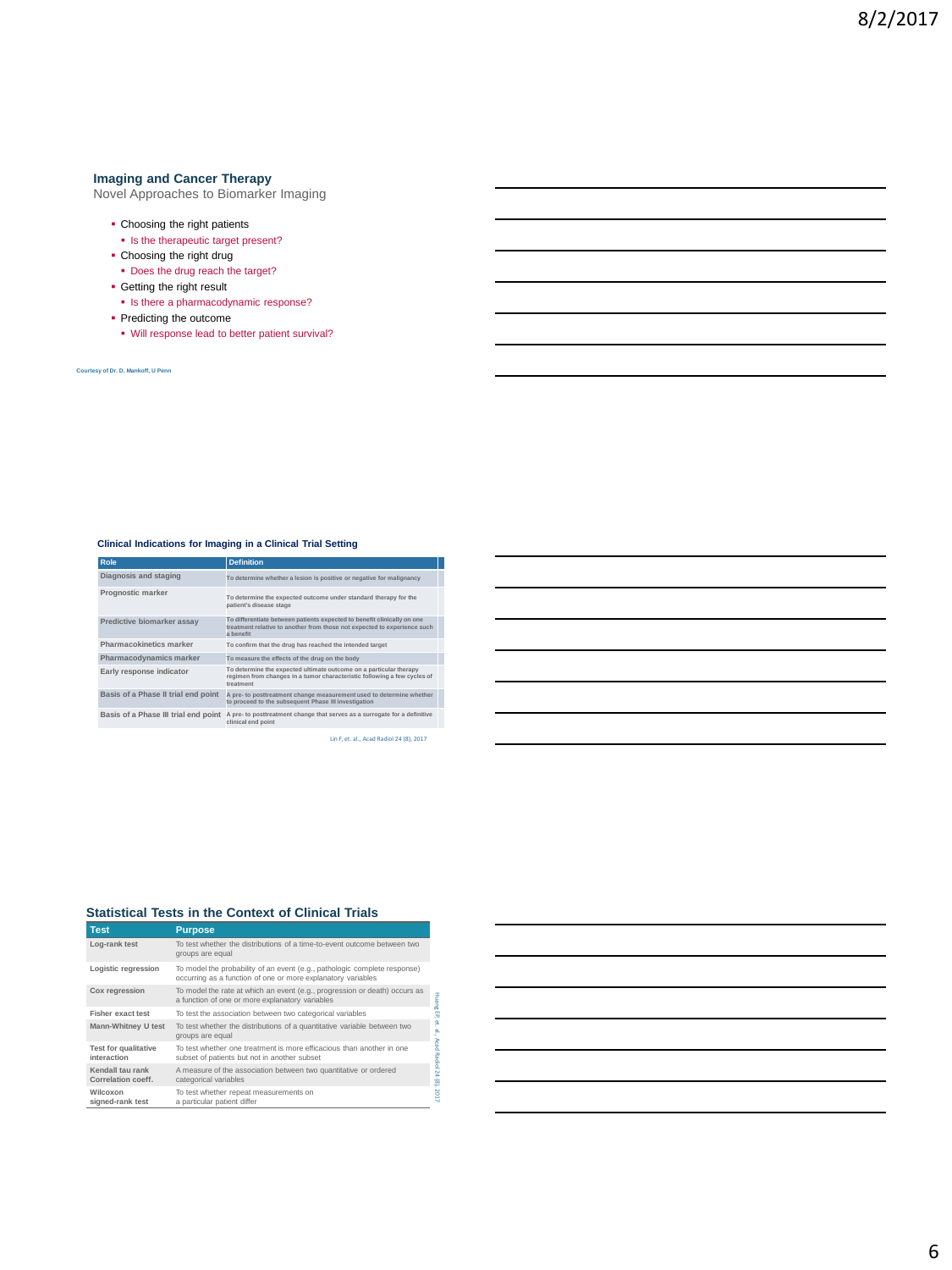## Imaging and Cancer Therapy

Novel Approaches to Biomarker Imaging

- Choosing the right patients
  - Is the therapeutic target present?
- Choosing the right drug
  - Does the drug reach the target?
- Getting the right result
  - Is there a pharmacodynamic response?
- Predicting the outcome
  - Will response lead to better patient survival?

Courtesy of Dr. D. Mankoff, U Penn

## Clinical Indications for Imaging in a Clinical Trial Setting

| Role | Definition |
|---|---|
| Diagnosis and staging | To determine whether a lesion is positive or negative for malignancy |
| Prognostic marker | To determine the expected outcome under standard therapy for the patient's disease stage |
| Predictive biomarker assay | To differentiate between patients expected to benefit clinically on one treatment relative to another from those not expected to experience such a benefit |
| Pharmacokinetics marker | To confirm that the drug has reached the intended target |
| Pharmacodynamics marker | To measure the effects of the drug on the body |
| Early response indicator | To determine the expected ultimate outcome on a particular therapy regimen from changes in a tumor characteristic following a few cycles of treatment |
| Basis of a Phase II trial end point | A pre- to posttreatment change measurement used to determine whether to proceed to the subsequent Phase III investigation |
| Basis of a Phase III trial end point | A pre- to posttreatment change that serves as a surrogate for a definitive clinical end point |

Lin F, et. al., Acad Radiol 24 (8), 2017

## Statistical Tests in the Context of Clinical Trials

| Test | Purpose |
|---|---|
| Log-rank test | To test whether the distributions of a time-to-event outcome between two groups are equal |
| Logistic regression | To model the probability of an event (e.g., pathologic complete response) occurring as a function of one or more explanatory variables |
| Cox regression | To model the rate at which an event (e.g., progression or death) occurs as a function of one or more explanatory variables |
| Fisher exact test | To test the association between two categorical variables |
| Mann-Whitney U test | To test whether the distributions of a quantitative variable between two groups are equal |
| Test for qualitative interaction | To test whether one treatment is more efficacious than another in one subset of patients but not in another subset |
| Kendall tau rank Correlation coeff. | A measure of the association between two quantitative or ordered categorical variables |
| Wilcoxon signed-rank test | To test whether repeat measurements on a particular patient differ |

Huang EP, et. al., Acad Radiol 24 (8), 2017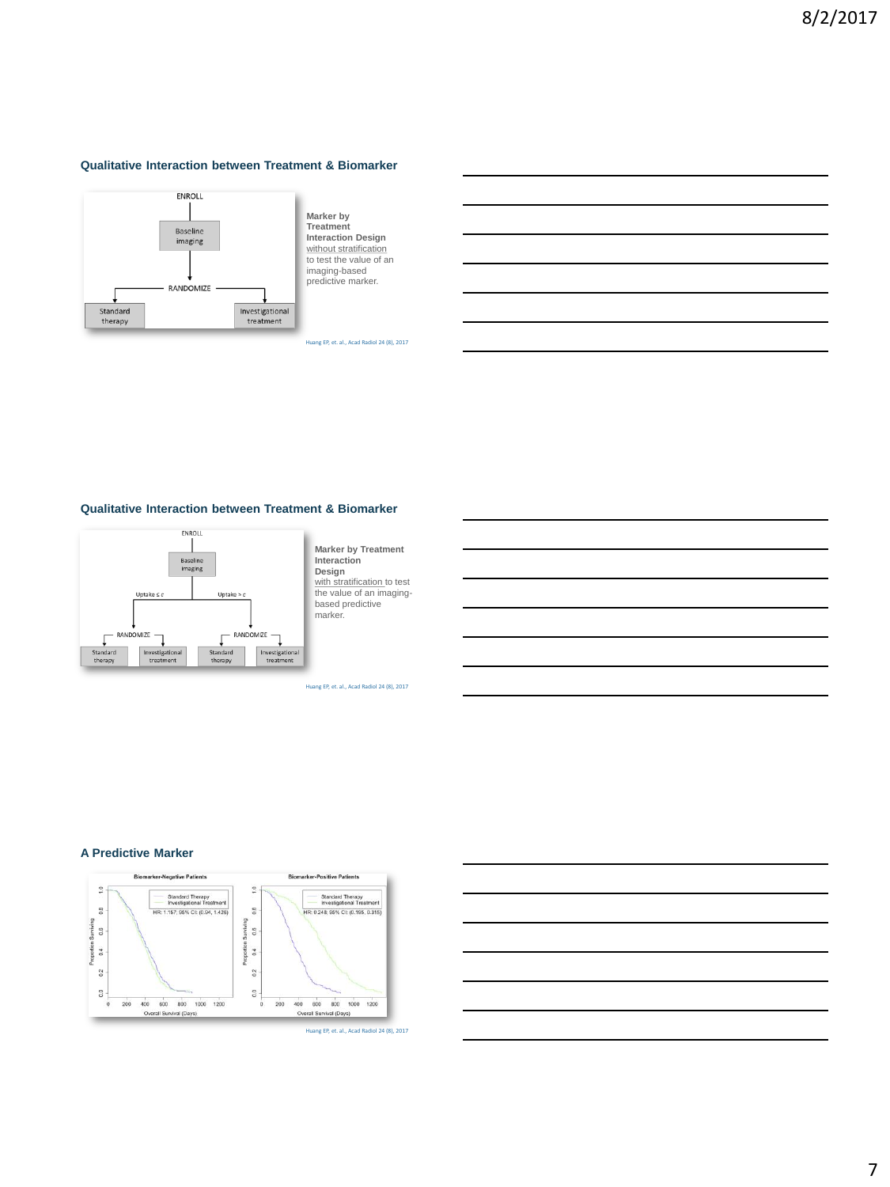## Qualitative Interaction between Treatment & Biomarker

ENROLL

Baseline imaging

RANDOMIZE

Standard therapy

Investigational treatment

**Marker by Treatment Interaction Design** without stratification to test the value of an imaging-based predictive marker.

Huang EP, et. al., Acad Radiol 24 (8), 2017

## Qualitative Interaction between Treatment & Biomarker

ENROLL

Baseline imaging

Uptake ≤ c

Uptake > c

RANDOMIZE

RANDOMIZE

Standard therapy

Investigational treatment

Standard therapy

Investigational treatment

**Marker by Treatment Interaction Design** with stratification to test the value of an imaging-based predictive marker.

Huang EP, et. al., Acad Radiol 24 (8), 2017

## A Predictive Marker

Biomarker-Negative Patients

Standard Therapy
Investigational Treatment
HR: 1.157; 95% CI: (0.94, 1.426)

Biomarker-Positive Patients

Standard Therapy
Investigational Treatment
HR: 0.248; 95% CI: (0.195, 0.315)

Proportion Surviving

Overall Survival (Days)

Huang EP, et. al., Acad Radiol 24 (8), 2017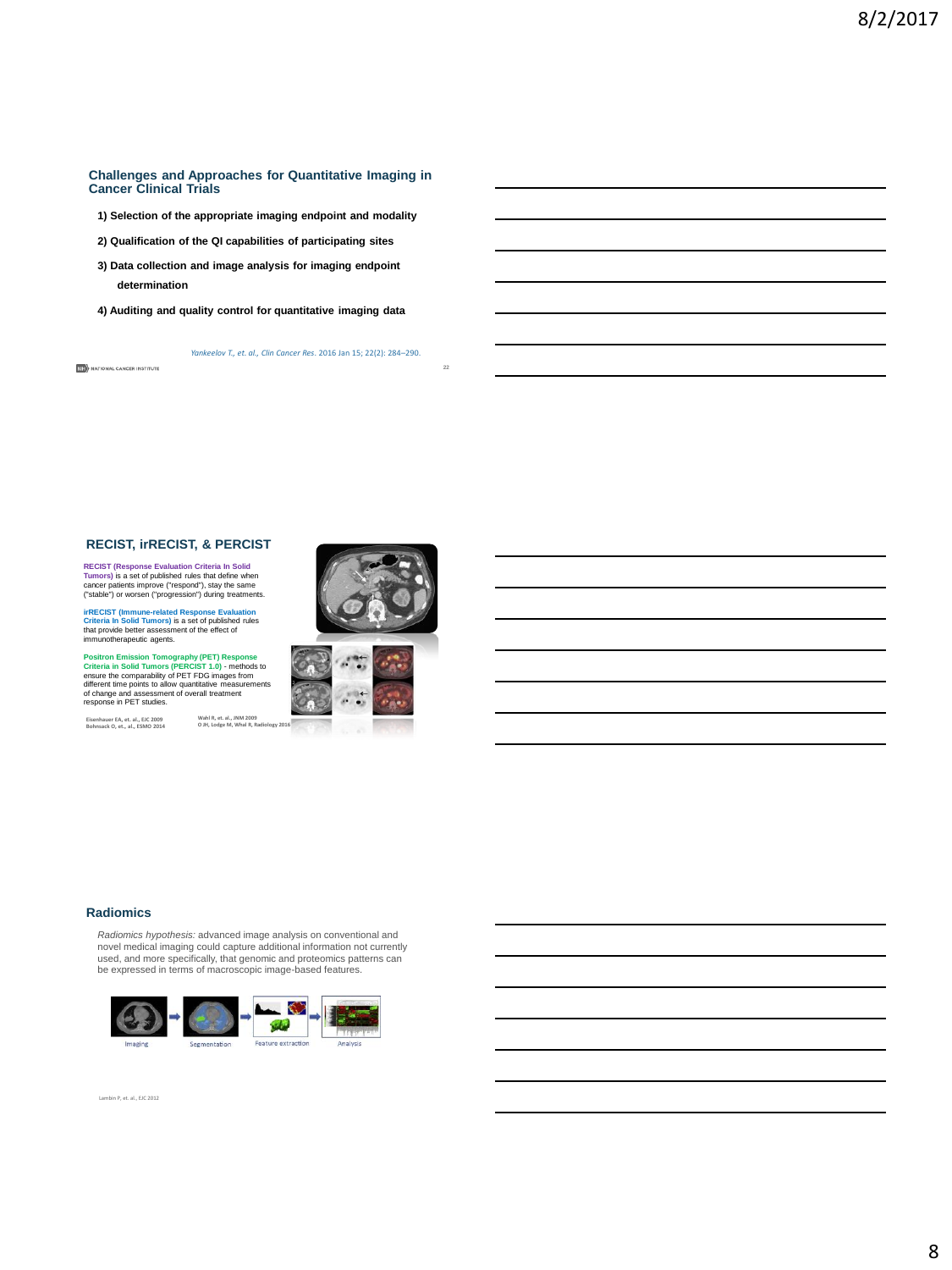## Challenges and Approaches for Quantitative Imaging in Cancer Clinical Trials

1) Selection of the appropriate imaging endpoint and modality

2) Qualification of the QI capabilities of participating sites

3) Data collection and image analysis for imaging endpoint determination

4) Auditing and quality control for quantitative imaging data

*Yankeelov T., et. al., Clin Cancer Res.* 2016 Jan 15; 22(2): 284–290.

## RECIST, irRECIST, & PERCIST

**RECIST (Response Evaluation Criteria In Solid Tumors)** is a set of published rules that define when cancer patients improve ("respond"), stay the same ("stable") or worsen ("progression") during treatments.

**irRECIST (Immune-related Response Evaluation Criteria In Solid Tumors)** is a set of published rules that provide better assessment of the effect of immunotherapeutic agents.

**Positron Emission Tomography (PET) Response Criteria in Solid Tumors (PERCIST 1.0)** - methods to ensure the comparability of PET FDG images from different time points to allow quantitative measurements of change and assessment of overall treatment response in PET studies.

Eisenhauer EA, et. al., EJC 2009
Bohnsack O, et., al., ESMO 2014

Wahl R, et. al., JNM 2009
O JH, Lodge M, Whal R, Radiology 2016

## Radiomics

*Radiomics hypothesis:* advanced image analysis on conventional and novel medical imaging could capture additional information not currently used, and more specifically, that genomic and proteomics patterns can be expressed in terms of macroscopic image-based features.

Imaging → Segmentation → Feature extraction → Analysis

Lambin P, et. al., EJC 2012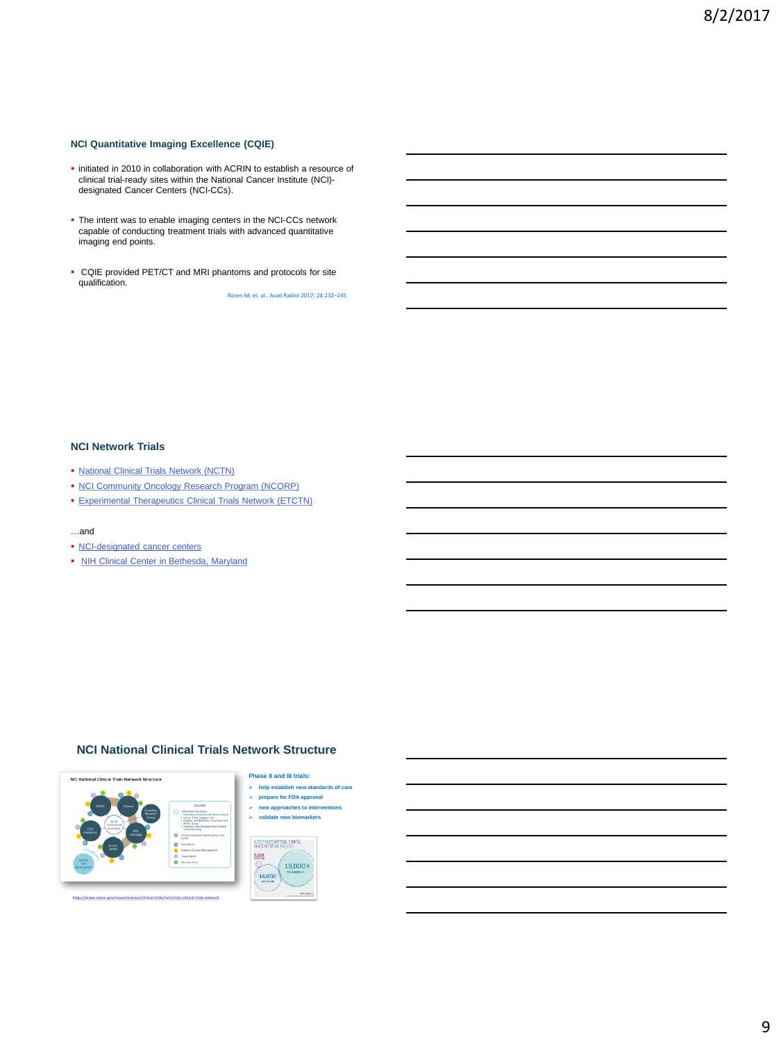## NCI Quantitative Imaging Excellence (CQIE)

- initiated in 2010 in collaboration with ACRIN to establish a resource of clinical trial-ready sites within the National Cancer Institute (NCI)-designated Cancer Centers (NCI-CCs).
- The intent was to enable imaging centers in the NCI-CCs network capable of conducting treatment trials with advanced quantitative imaging end points.
- CQIE provided PET/CT and MRI phantoms and protocols for site qualification.

Rosen M, et. al., Acad Radiol 2017; 24:232–245

## NCI Network Trials

- National Clinical Trials Network (NCTN)
- NCI Community Oncology Research Program (NCORP)
- Experimental Therapeutics Clinical Trials Network (ETCTN)

…and

- NCI-designated cancer centers
- NIH Clinical Center in Bethesda, Maryland

## NCI National Clinical Trials Network Structure

**Phase II and III trials:**

- help establish new standards of care
- prepare for FDA approval
- new approaches to interventions
- validate new biomarkers

https://www.cancer.gov/research/areas/clinical-trials/nctn/nctn-clinical-trials-network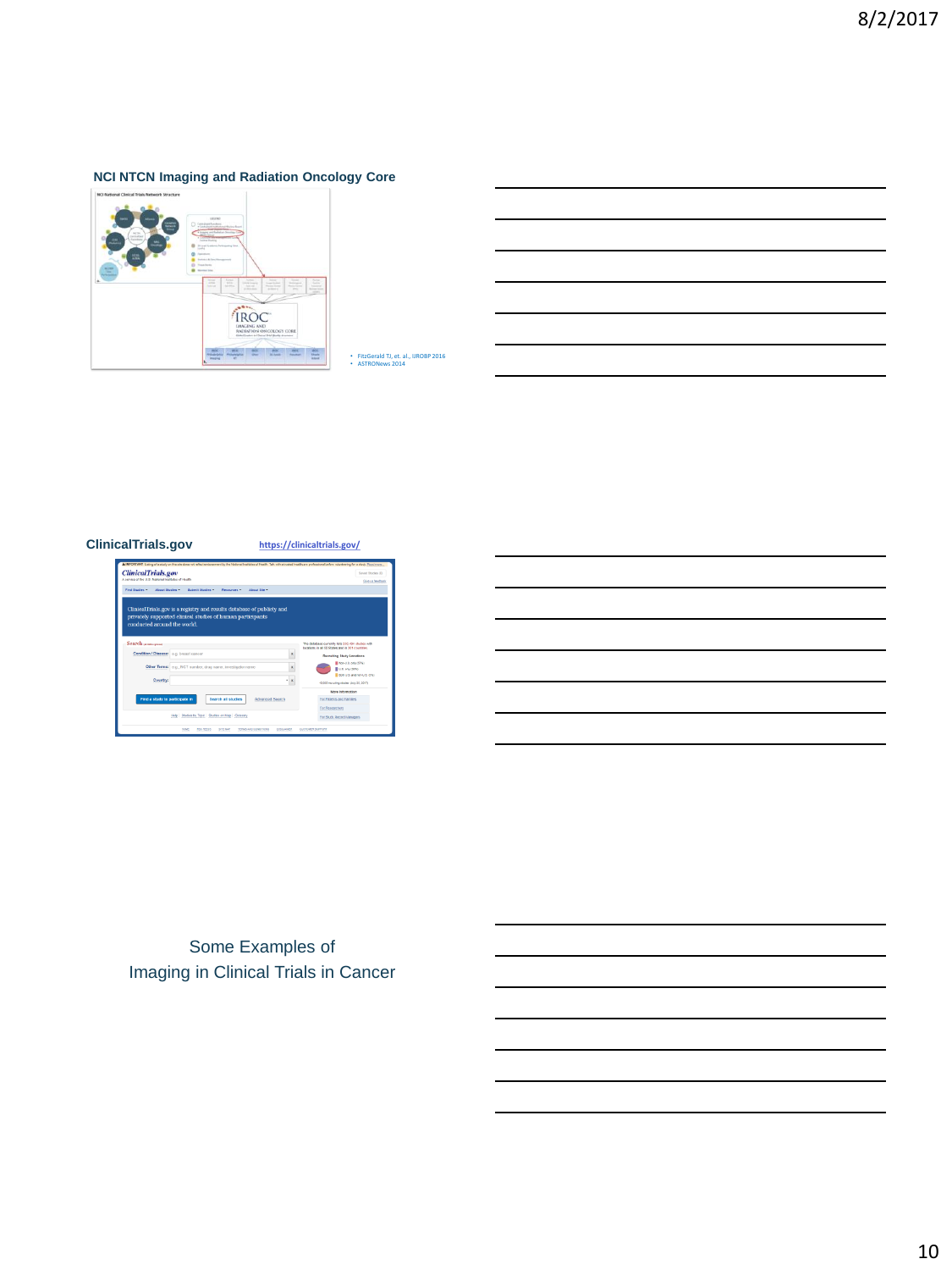## NCI NTCN Imaging and Radiation Oncology Core

- FitzGerald TJ, et. al., IJROBP 2016
- ASTRONews 2014

## ClinicalTrials.gov

https://clinicaltrials.gov/

Some Examples of
Imaging in Clinical Trials in Cancer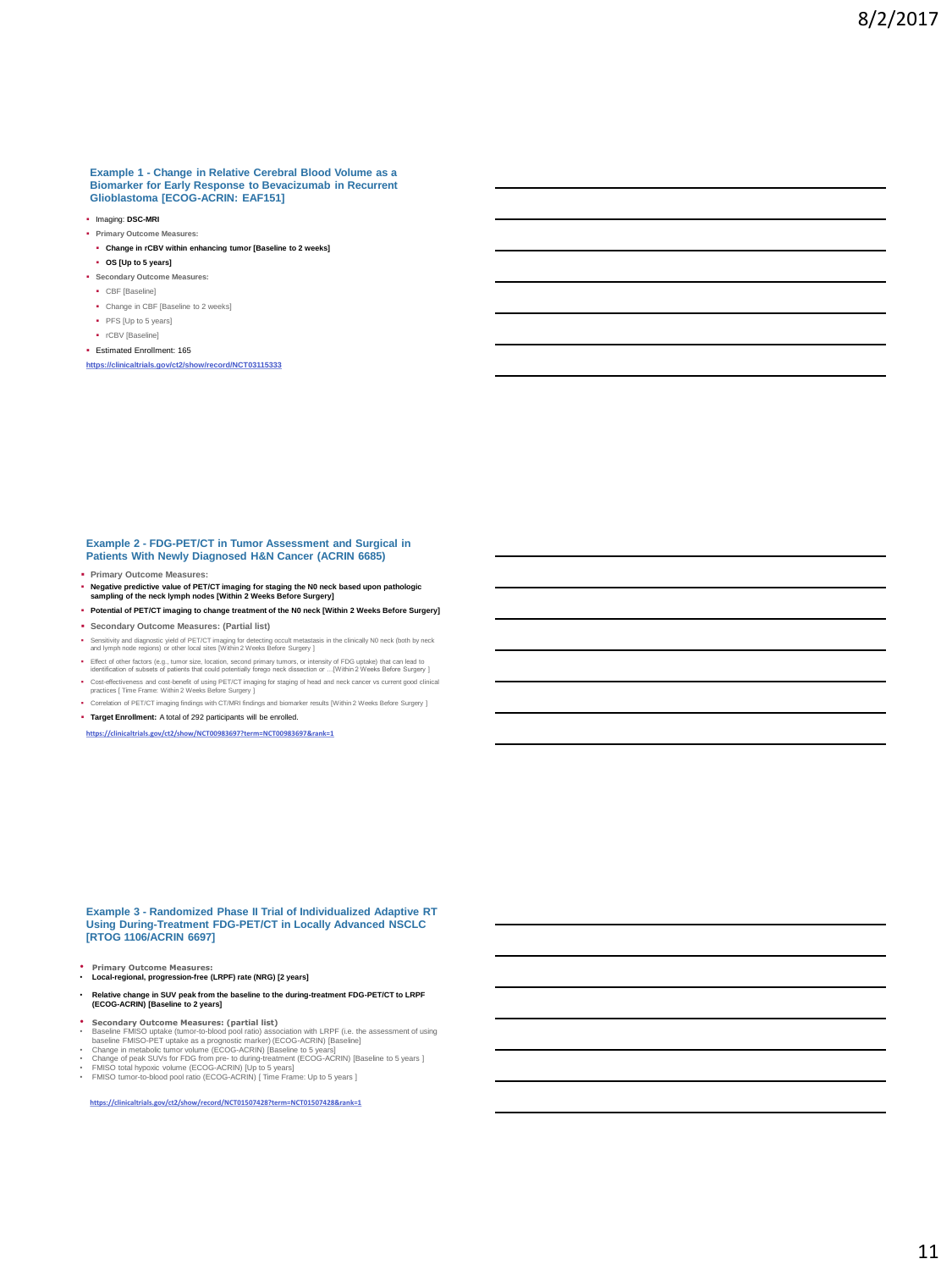## Example 1 - Change in Relative Cerebral Blood Volume as a Biomarker for Early Response to Bevacizumab in Recurrent Glioblastoma [ECOG-ACRIN: EAF151]

- Imaging: **DSC-MRI**
- **Primary Outcome Measures:**
  - **Change in rCBV within enhancing tumor [Baseline to 2 weeks]**
  - **OS [Up to 5 years]**
- **Secondary Outcome Measures:**
  - CBF [Baseline]
  - Change in CBF [Baseline to 2 weeks]
  - PFS [Up to 5 years]
  - rCBV [Baseline]
- Estimated Enrollment: 165

https://clinicaltrials.gov/ct2/show/record/NCT03115333

## Example 2 - FDG-PET/CT in Tumor Assessment and Surgical in Patients With Newly Diagnosed H&N Cancer (ACRIN 6685)

- **Primary Outcome Measures:**
- **Negative predictive value of PET/CT imaging for staging the N0 neck based upon pathologic sampling of the neck lymph nodes [Within 2 Weeks Before Surgery]**
- **Potential of PET/CT imaging to change treatment of the N0 neck [Within 2 Weeks Before Surgery]**
- **Secondary Outcome Measures: (Partial list)**
- Sensitivity and diagnostic yield of PET/CT imaging for detecting occult metastasis in the clinically N0 neck (both by neck and lymph node regions) or other local sites [Within 2 Weeks Before Surgery ]
- Effect of other factors (e.g., tumor size, location, second primary tumors, or intensity of FDG uptake) that can lead to identification of subsets of patients that could potentially forego neck dissection or ...[Within 2 Weeks Before Surgery ]
- Cost-effectiveness and cost-benefit of using PET/CT imaging for staging of head and neck cancer vs current good clinical practices [ Time Frame: Within 2 Weeks Before Surgery ]
- Correlation of PET/CT imaging findings with CT/MRI findings and biomarker results [Within 2 Weeks Before Surgery ]
- **Target Enrollment:** A total of 292 participants will be enrolled.

https://clinicaltrials.gov/ct2/show/NCT00983697?term=NCT00983697&rank=1

## Example 3 - Randomized Phase II Trial of Individualized Adaptive RT Using During-Treatment FDG-PET/CT in Locally Advanced NSCLC [RTOG 1106/ACRIN 6697]

- **Primary Outcome Measures:**
- **Local-regional, progression-free (LRPF) rate (NRG) [2 years]**
- **Relative change in SUV peak from the baseline to the during-treatment FDG-PET/CT to LRPF (ECOG-ACRIN) [Baseline to 2 years]**
- **Secondary Outcome Measures: (partial list)**
- Baseline FMISO uptake (tumor-to-blood pool ratio) association with LRPF (i.e. the assessment of using baseline FMISO-PET uptake as a prognostic marker) (ECOG-ACRIN) [Baseline]
- Change in metabolic tumor volume (ECOG-ACRIN) [Baseline to 5 years]
- Change of peak SUVs for FDG from pre- to during-treatment (ECOG-ACRIN) [Baseline to 5 years ]
- FMISO total hypoxic volume (ECOG-ACRIN) [Up to 5 years]
- FMISO tumor-to-blood pool ratio (ECOG-ACRIN) [ Time Frame: Up to 5 years ]

https://clinicaltrials.gov/ct2/show/record/NCT01507428?term=NCT01507428&rank=1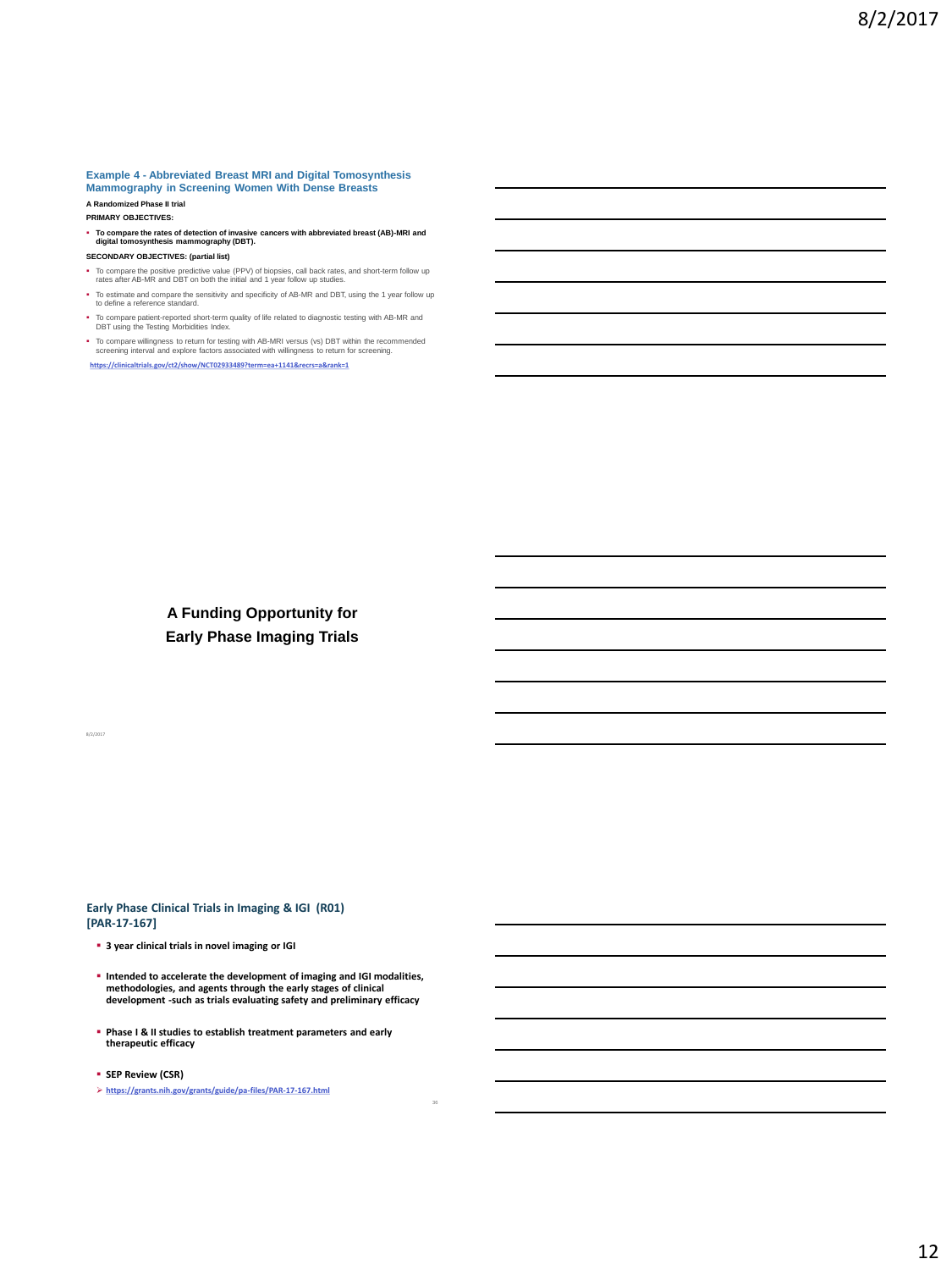## Example 4 - Abbreviated Breast MRI and Digital Tomosynthesis Mammography in Screening Women With Dense Breasts

**A Randomized Phase II trial**

**PRIMARY OBJECTIVES:**

- **To compare the rates of detection of invasive cancers with abbreviated breast (AB)-MRI and digital tomosynthesis mammography (DBT).**

**SECONDARY OBJECTIVES: (partial list)**

- To compare the positive predictive value (PPV) of biopsies, call back rates, and short-term follow up rates after AB-MR and DBT on both the initial and 1 year follow up studies.
- To estimate and compare the sensitivity and specificity of AB-MR and DBT, using the 1 year follow up to define a reference standard.
- To compare patient-reported short-term quality of life related to diagnostic testing with AB-MR and DBT using the Testing Morbidities Index.
- To compare willingness to return for testing with AB-MRI versus (vs) DBT within the recommended screening interval and explore factors associated with willingness to return for screening.

https://clinicaltrials.gov/ct2/show/NCT02933489?term=ea+1141&recrs=a&rank=1

## A Funding Opportunity for Early Phase Imaging Trials

## Early Phase Clinical Trials in Imaging & IGI (R01) [PAR-17-167]

- **3 year clinical trials in novel imaging or IGI**
- **Intended to accelerate the development of imaging and IGI modalities, methodologies, and agents through the early stages of clinical development -such as trials evaluating safety and preliminary efficacy**
- **Phase I & II studies to establish treatment parameters and early therapeutic efficacy**
- **SEP Review (CSR)**

➢ https://grants.nih.gov/grants/guide/pa-files/PAR-17-167.html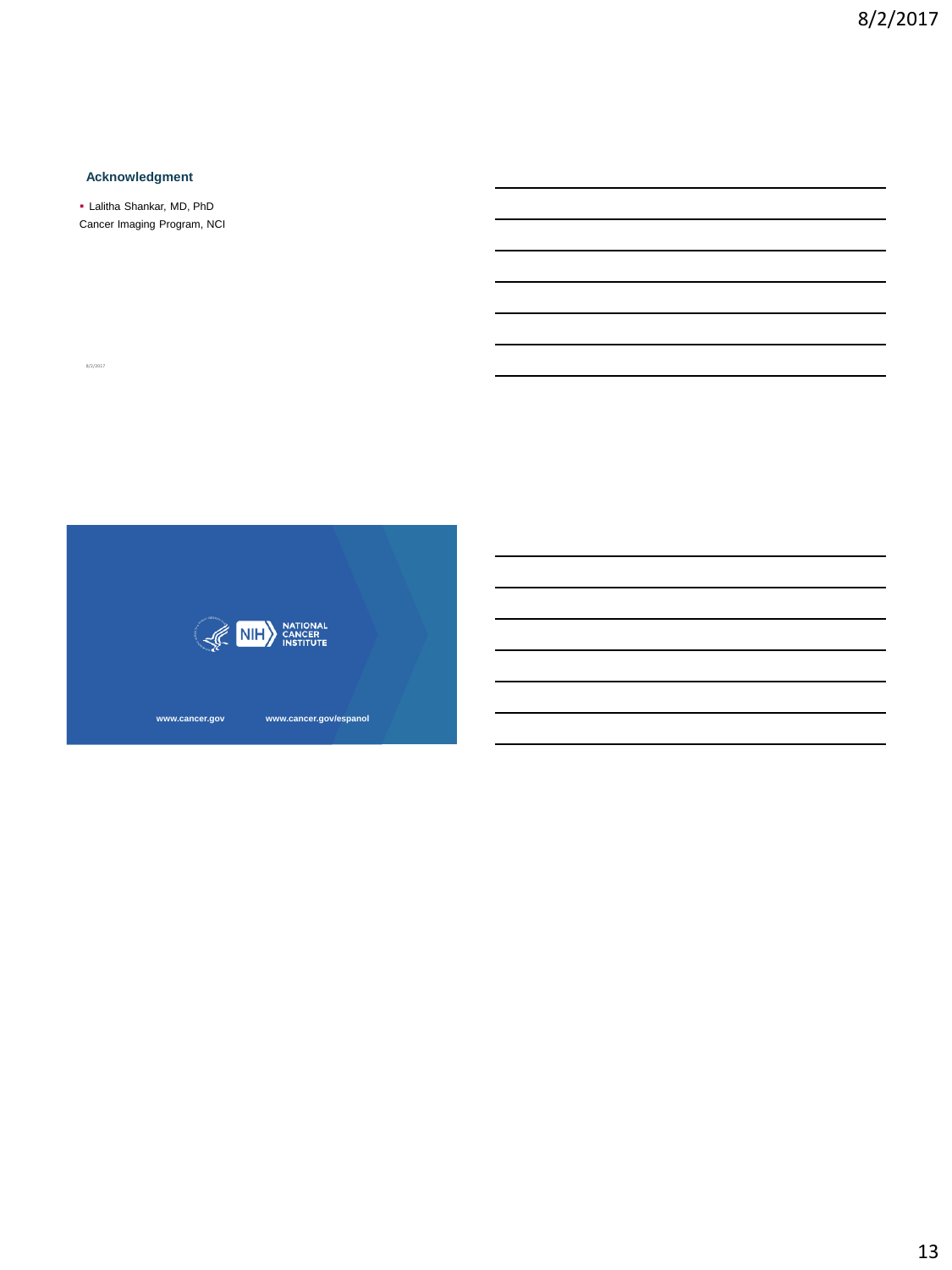### Acknowledgment

- Lalitha Shankar, MD, PhD
Cancer Imaging Program, NCI

8/2/2017

NIH NATIONAL CANCER INSTITUTE

www.cancer.gov www.cancer.gov/espanol